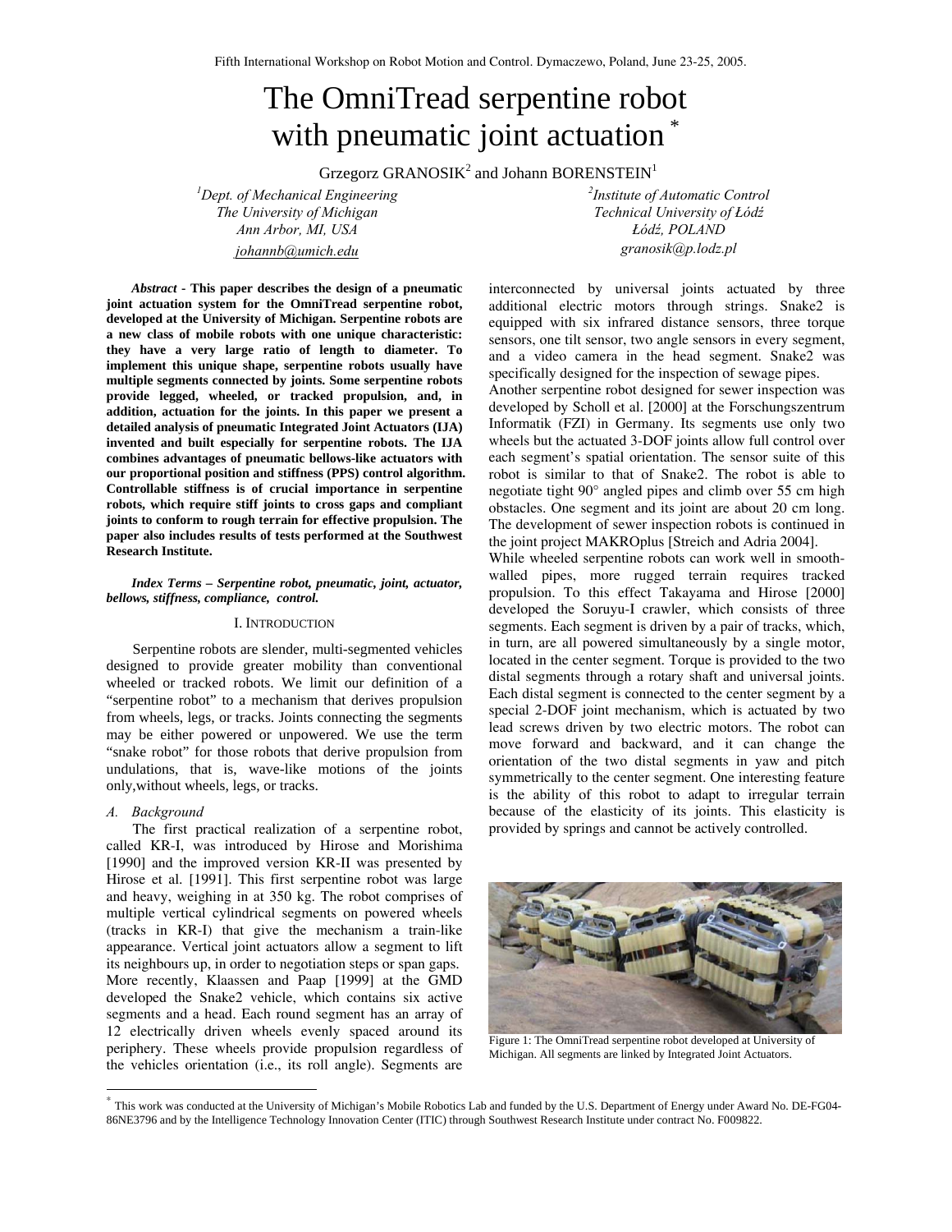# The OmniTread serpentine robot with pneumatic joint actuation *

Grzegorz GRANOSIK[2] and Johann BORENSTEIN[1]

[1]*Dept. of Mechanical Engineering*
*The University of Michigan*
*Ann Arbor, MI, USA*
*johannb@umich.edu*

[2]*Institute of Automatic Control*
*Technical University of Łódź*
*Łódź, POLAND*
*granosik@p.lodz.pl*

***Abstract*** **- This paper describes the design of a pneumatic joint actuation system for the OmniTread serpentine robot, developed at the University of Michigan. Serpentine robots are a new class of mobile robots with one unique characteristic: they have a very large ratio of length to diameter. To implement this unique shape, serpentine robots usually have multiple segments connected by joints. Some serpentine robots provide legged, wheeled, or tracked propulsion, and, in addition, actuation for the joints. In this paper we present a detailed analysis of pneumatic Integrated Joint Actuators (IJA) invented and built especially for serpentine robots. The IJA combines advantages of pneumatic bellows-like actuators with our proportional position and stiffness (PPS) control algorithm. Controllable stiffness is of crucial importance in serpentine robots, which require stiff joints to cross gaps and compliant joints to conform to rough terrain for effective propulsion. The paper also includes results of tests performed at the Southwest Research Institute.**

***Index Terms – Serpentine robot, pneumatic, joint, actuator, bellows, stiffness, compliance, control.***

## I. Introduction

Serpentine robots are slender, multi-segmented vehicles designed to provide greater mobility than conventional wheeled or tracked robots. We limit our definition of a "serpentine robot" to a mechanism that derives propulsion from wheels, legs, or tracks. Joints connecting the segments may be either powered or unpowered. We use the term "snake robot" for those robots that derive propulsion from undulations, that is, wave-like motions of the joints only,without wheels, legs, or tracks.

### *A. Background*

The first practical realization of a serpentine robot, called KR-I, was introduced by Hirose and Morishima [1990] and the improved version KR-II was presented by Hirose et al. [1991]. This first serpentine robot was large and heavy, weighing in at 350 kg. The robot comprises of multiple vertical cylindrical segments on powered wheels (tracks in KR-I) that give the mechanism a train-like appearance. Vertical joint actuators allow a segment to lift its neighbours up, in order to negotiation steps or span gaps. More recently, Klaassen and Paap [1999] at the GMD developed the Snake2 vehicle, which contains six active segments and a head. Each round segment has an array of 12 electrically driven wheels evenly spaced around its periphery. These wheels provide propulsion regardless of the vehicles orientation (i.e., its roll angle). Segments are interconnected by universal joints actuated by three additional electric motors through strings. Snake2 is equipped with six infrared distance sensors, three torque sensors, one tilt sensor, two angle sensors in every segment, and a video camera in the head segment. Snake2 was specifically designed for the inspection of sewage pipes.

Another serpentine robot designed for sewer inspection was developed by Scholl et al. [2000] at the Forschungszentrum Informatik (FZI) in Germany. Its segments use only two wheels but the actuated 3-DOF joints allow full control over each segment's spatial orientation. The sensor suite of this robot is similar to that of Snake2. The robot is able to negotiate tight 90° angled pipes and climb over 55 cm high obstacles. One segment and its joint are about 20 cm long. The development of sewer inspection robots is continued in the joint project MAKROplus [Streich and Adria 2004].

While wheeled serpentine robots can work well in smooth-walled pipes, more rugged terrain requires tracked propulsion. To this effect Takayama and Hirose [2000] developed the Soruyu-I crawler, which consists of three segments. Each segment is driven by a pair of tracks, which, in turn, are all powered simultaneously by a single motor, located in the center segment. Torque is provided to the two distal segments through a rotary shaft and universal joints. Each distal segment is connected to the center segment by a special 2-DOF joint mechanism, which is actuated by two lead screws driven by two electric motors. The robot can move forward and backward, and it can change the orientation of the two distal segments in yaw and pitch symmetrically to the center segment. One interesting feature is the ability of this robot to adapt to irregular terrain because of the elasticity of its joints. This elasticity is provided by springs and cannot be actively controlled.

Figure 1: The OmniTread serpentine robot developed at University of Michigan. All segments are linked by Integrated Joint Actuators.

---

* This work was conducted at the University of Michigan's Mobile Robotics Lab and funded by the U.S. Department of Energy under Award No. DE-FG04-86NE3796 and by the Intelligence Technology Innovation Center (ITIC) through Southwest Research Institute under contract No. F009822.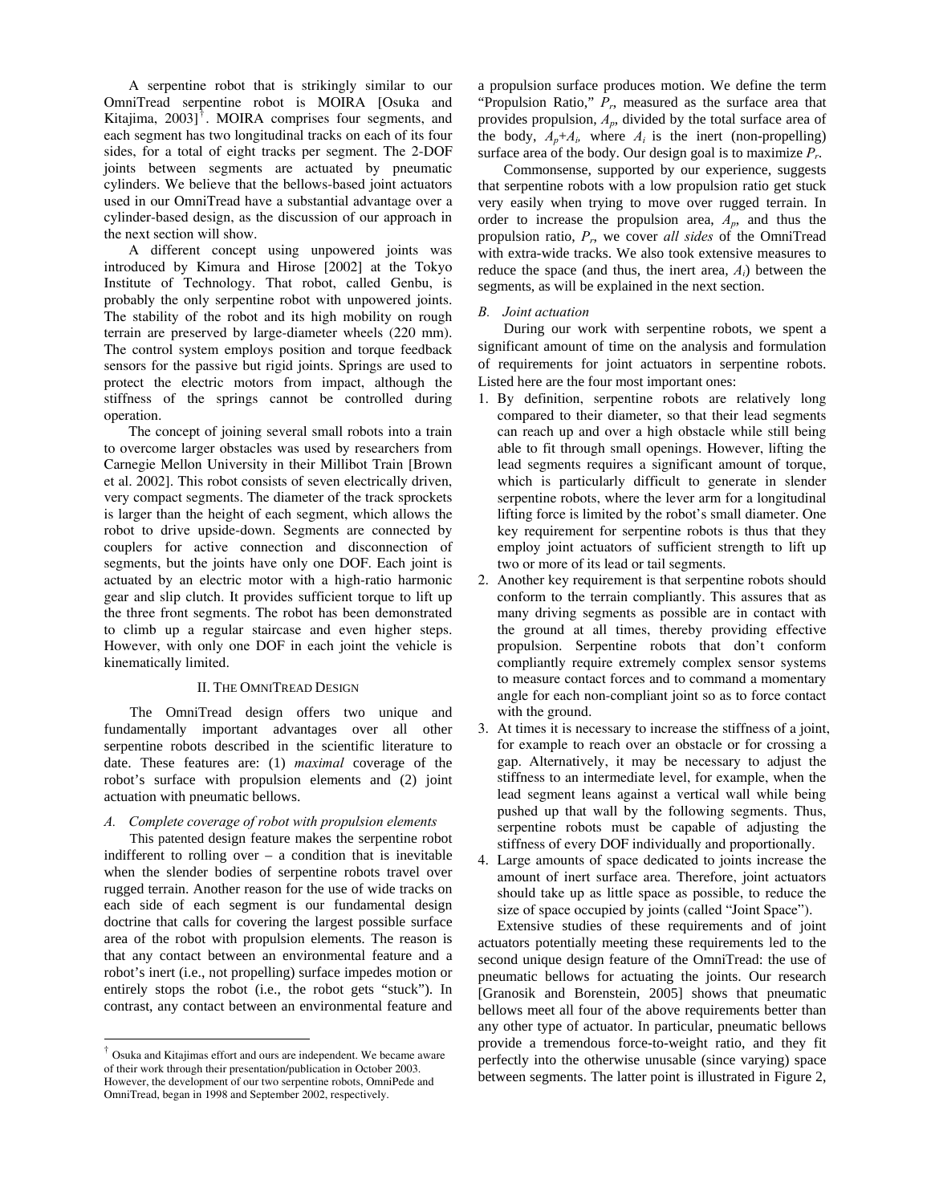A serpentine robot that is strikingly similar to our OmniTread serpentine robot is MOIRA [Osuka and Kitajima, 2003]†. MOIRA comprises four segments, and each segment has two longitudinal tracks on each of its four sides, for a total of eight tracks per segment. The 2-DOF joints between segments are actuated by pneumatic cylinders. We believe that the bellows-based joint actuators used in our OmniTread have a substantial advantage over a cylinder-based design, as the discussion of our approach in the next section will show.

A different concept using unpowered joints was introduced by Kimura and Hirose [2002] at the Tokyo Institute of Technology. That robot, called Genbu, is probably the only serpentine robot with unpowered joints. The stability of the robot and its high mobility on rough terrain are preserved by large-diameter wheels (220 mm). The control system employs position and torque feedback sensors for the passive but rigid joints. Springs are used to protect the electric motors from impact, although the stiffness of the springs cannot be controlled during operation.

The concept of joining several small robots into a train to overcome larger obstacles was used by researchers from Carnegie Mellon University in their Millibot Train [Brown et al. 2002]. This robot consists of seven electrically driven, very compact segments. The diameter of the track sprockets is larger than the height of each segment, which allows the robot to drive upside-down. Segments are connected by couplers for active connection and disconnection of segments, but the joints have only one DOF. Each joint is actuated by an electric motor with a high-ratio harmonic gear and slip clutch. It provides sufficient torque to lift up the three front segments. The robot has been demonstrated to climb up a regular staircase and even higher steps. However, with only one DOF in each joint the vehicle is kinematically limited.

## II. The OmniTread Design

The OmniTread design offers two unique and fundamentally important advantages over all other serpentine robots described in the scientific literature to date. These features are: (1) *maximal* coverage of the robot's surface with propulsion elements and (2) joint actuation with pneumatic bellows.

### *A. Complete coverage of robot with propulsion elements*

This patented design feature makes the serpentine robot indifferent to rolling over – a condition that is inevitable when the slender bodies of serpentine robots travel over rugged terrain. Another reason for the use of wide tracks on each side of each segment is our fundamental design doctrine that calls for covering the largest possible surface area of the robot with propulsion elements. The reason is that any contact between an environmental feature and a robot's inert (i.e., not propelling) surface impedes motion or entirely stops the robot (i.e., the robot gets "stuck"). In contrast, any contact between an environmental feature and a propulsion surface produces motion. We define the term "Propulsion Ratio," $P_r$, measured as the surface area that provides propulsion, $A_p$, divided by the total surface area of the body, $A_p+A_i$, where $A_i$ is the inert (non-propelling) surface area of the body. Our design goal is to maximize $P_r$.

Commonsense, supported by our experience, suggests that serpentine robots with a low propulsion ratio get stuck very easily when trying to move over rugged terrain. In order to increase the propulsion area, $A_p$, and thus the propulsion ratio, $P_r$, we cover *all sides* of the OmniTread with extra-wide tracks. We also took extensive measures to reduce the space (and thus, the inert area, $A_i$) between the segments, as will be explained in the next section.

### *B. Joint actuation*

During our work with serpentine robots, we spent a significant amount of time on the analysis and formulation of requirements for joint actuators in serpentine robots. Listed here are the four most important ones:

1. By definition, serpentine robots are relatively long compared to their diameter, so that their lead segments can reach up and over a high obstacle while still being able to fit through small openings. However, lifting the lead segments requires a significant amount of torque, which is particularly difficult to generate in slender serpentine robots, where the lever arm for a longitudinal lifting force is limited by the robot's small diameter. One key requirement for serpentine robots is thus that they employ joint actuators of sufficient strength to lift up two or more of its lead or tail segments.
2. Another key requirement is that serpentine robots should conform to the terrain compliantly. This assures that as many driving segments as possible are in contact with the ground at all times, thereby providing effective propulsion. Serpentine robots that don't conform compliantly require extremely complex sensor systems to measure contact forces and to command a momentary angle for each non-compliant joint so as to force contact with the ground.
3. At times it is necessary to increase the stiffness of a joint, for example to reach over an obstacle or for crossing a gap. Alternatively, it may be necessary to adjust the stiffness to an intermediate level, for example, when the lead segment leans against a vertical wall while being pushed up that wall by the following segments. Thus, serpentine robots must be capable of adjusting the stiffness of every DOF individually and proportionally.
4. Large amounts of space dedicated to joints increase the amount of inert surface area. Therefore, joint actuators should take up as little space as possible, to reduce the size of space occupied by joints (called "Joint Space").

Extensive studies of these requirements and of joint actuators potentially meeting these requirements led to the second unique design feature of the OmniTread: the use of pneumatic bellows for actuating the joints. Our research [Granosik and Borenstein, 2005] shows that pneumatic bellows meet all four of the above requirements better than any other type of actuator. In particular, pneumatic bellows provide a tremendous force-to-weight ratio, and they fit perfectly into the otherwise unusable (since varying) space between segments. The latter point is illustrated in Figure 2,

† Osuka and Kitajimas effort and ours are independent. We became aware of their work through their presentation/publication in October 2003. However, the development of our two serpentine robots, OmniPede and OmniTread, began in 1998 and September 2002, respectively.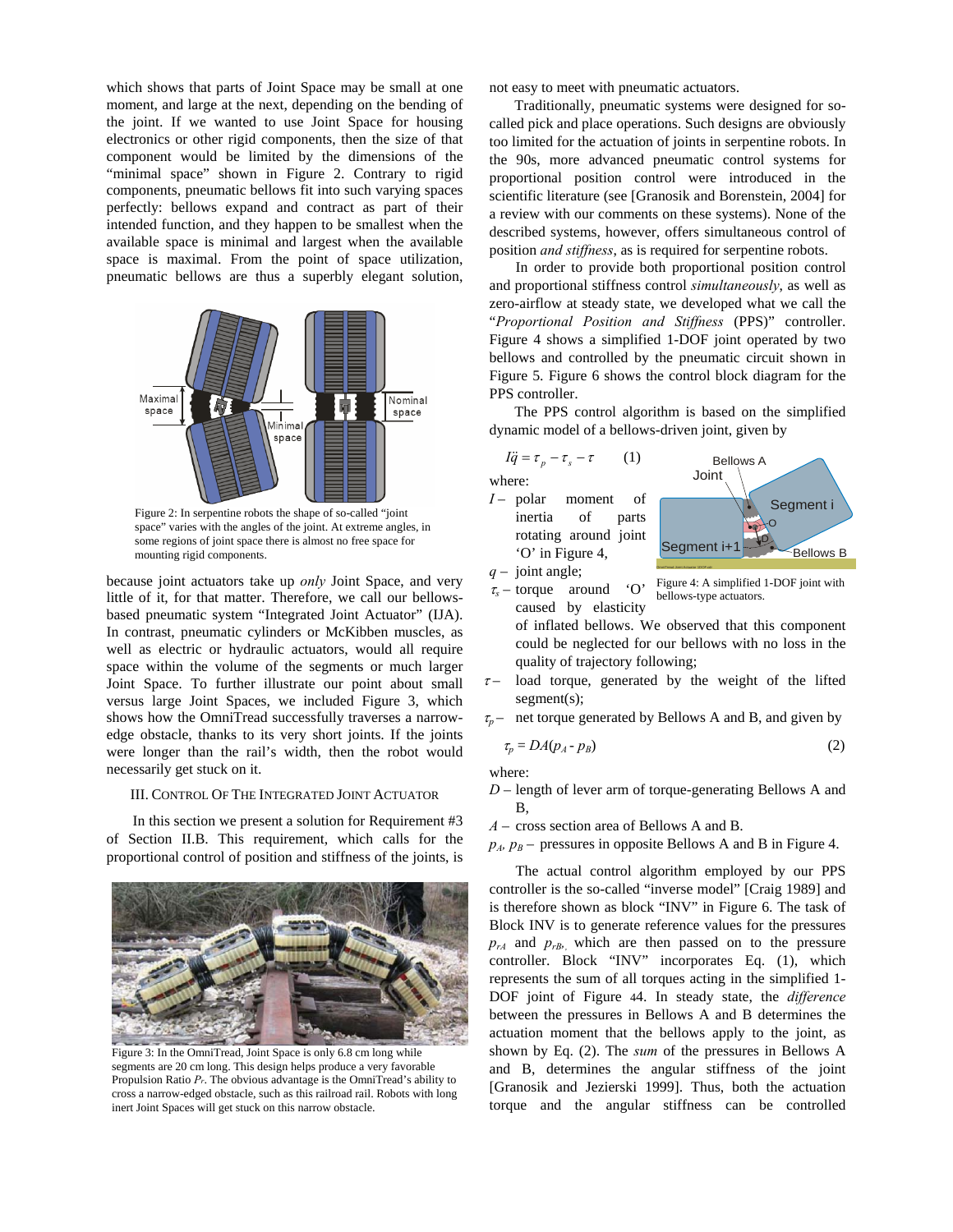which shows that parts of Joint Space may be small at one moment, and large at the next, depending on the bending of the joint. If we wanted to use Joint Space for housing electronics or other rigid components, then the size of that component would be limited by the dimensions of the "minimal space" shown in Figure 2. Contrary to rigid components, pneumatic bellows fit into such varying spaces perfectly: bellows expand and contract as part of their intended function, and they happen to be smallest when the available space is minimal and largest when the available space is maximal. From the point of space utilization, pneumatic bellows are thus a superbly elegant solution,

Figure 2: In serpentine robots the shape of so-called "joint space" varies with the angles of the joint. At extreme angles, in some regions of joint space there is almost no free space for mounting rigid components.

because joint actuators take up *only* Joint Space, and very little of it, for that matter. Therefore, we call our bellows-based pneumatic system "Integrated Joint Actuator" (IJA). In contrast, pneumatic cylinders or McKibben muscles, as well as electric or hydraulic actuators, would all require space within the volume of the segments or much larger Joint Space. To further illustrate our point about small versus large Joint Spaces, we included Figure 3, which shows how the OmniTread successfully traverses a narrow-edge obstacle, thanks to its very short joints. If the joints were longer than the rail's width, then the robot would necessarily get stuck on it.

## III. Control of the Integrated Joint Actuator

In this section we present a solution for Requirement #3 of Section II.B. This requirement, which calls for the proportional control of position and stiffness of the joints, is

Figure 3: In the OmniTread, Joint Space is only 6.8 cm long while segments are 20 cm long. This design helps produce a very favorable Propulsion Ratio $P_r$. The obvious advantage is the OmniTread's ability to cross a narrow-edged obstacle, such as this railroad rail. Robots with long inert Joint Spaces will get stuck on this narrow obstacle.

not easy to meet with pneumatic actuators.

Traditionally, pneumatic systems were designed for so-called pick and place operations. Such designs are obviously too limited for the actuation of joints in serpentine robots. In the 90s, more advanced pneumatic control systems for proportional position control were introduced in the scientific literature (see [Granosik and Borenstein, 2004] for a review with our comments on these systems). None of the described systems, however, offers simultaneous control of position *and stiffness*, as is required for serpentine robots.

In order to provide both proportional position control and proportional stiffness control *simultaneously*, as well as zero-airflow at steady state, we developed what we call the "*Proportional Position and Stiffness* (PPS)" controller. Figure 4 shows a simplified 1-DOF joint operated by two bellows and controlled by the pneumatic circuit shown in Figure 5. Figure 6 shows the control block diagram for the PPS controller.

The PPS control algorithm is based on the simplified dynamic model of a bellows-driven joint, given by

$$I\ddot{q} = \tau_p - \tau_s - \tau \qquad (1)$$

where:

- $I$ – polar moment of inertia of parts rotating around joint 'O' in Figure 4,
- $q$ – joint angle;
- $\tau_s$ – torque around 'O' caused by elasticity of inflated bellows. We observed that this component could be neglected for our bellows with no loss in the quality of trajectory following;
- $\tau$ – load torque, generated by the weight of the lifted segment(s);
- $\tau_p$ – net torque generated by Bellows A and B, and given by

Figure 4: A simplified 1-DOF joint with bellows-type actuators.

$$\tau_p = DA(p_A - p_B) \qquad (2)$$

where:

- $D$ – length of lever arm of torque-generating Bellows A and B,
- $A$ – cross section area of Bellows A and B.
- $p_A$, $p_B$ – pressures in opposite Bellows A and B in Figure 4.

The actual control algorithm employed by our PPS controller is the so-called "inverse model" [Craig 1989] and is therefore shown as block "INV" in Figure 6. The task of Block INV is to generate reference values for the pressures $p_{rA}$ and $p_{rB}$, which are then passed on to the pressure controller. Block "INV" incorporates Eq. (1), which represents the sum of all torques acting in the simplified 1-DOF joint of Figure 44. In steady state, the *difference* between the pressures in Bellows A and B determines the actuation moment that the bellows apply to the joint, as shown by Eq. (2). The *sum* of the pressures in Bellows A and B, determines the angular stiffness of the joint [Granosik and Jezierski 1999]. Thus, both the actuation torque and the angular stiffness can be controlled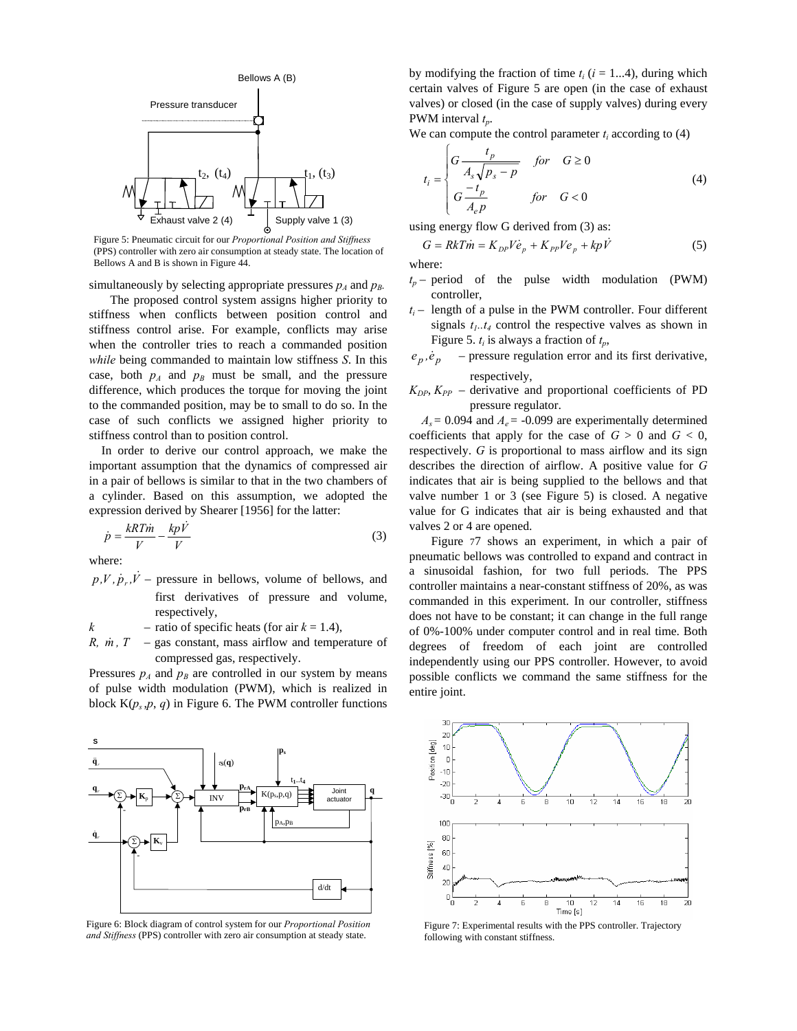Figure 5: Pneumatic circuit for our *Proportional Position and Stiffness* (PPS) controller with zero air consumption at steady state. The location of Bellows A and B is shown in Figure 44.

simultaneously by selecting appropriate pressures $p_A$ and $p_B$.

The proposed control system assigns higher priority to stiffness when conflicts between position control and stiffness control arise. For example, conflicts may arise when the controller tries to reach a commanded position *while* being commanded to maintain low stiffness *S*. In this case, both $p_A$ and $p_B$ must be small, and the pressure difference, which produces the torque for moving the joint to the commanded position, may be to small to do so. In the case of such conflicts we assigned higher priority to stiffness control than to position control.

In order to derive our control approach, we make the important assumption that the dynamics of compressed air in a pair of bellows is similar to that in the two chambers of a cylinder. Based on this assumption, we adopted the expression derived by Shearer [1956] for the latter:

$$\dot{p} = \frac{kRT\dot{m}}{V} - \frac{kp\dot{V}}{V} \tag{3}$$

where:

- $p, V, \dot{p}_r, \dot{V}$ – pressure in bellows, volume of bellows, and first derivatives of pressure and volume, respectively,
- $k$ – ratio of specific heats (for air $k = 1.4$),
- $R,\ \dot{m},\ T$ – gas constant, mass airflow and temperature of compressed gas, respectively.

Pressures $p_A$ and $p_B$ are controlled in our system by means of pulse width modulation (PWM), which is realized in block K($p_s$,$p$, $q$) in Figure 6. The PWM controller functions by modifying the fraction of time $t_i$ ($i$ = 1...4), during which certain valves of Figure 5 are open (in the case of exhaust valves) or closed (in the case of supply valves) during every PWM interval $t_p$.

We can compute the control parameter $t_i$ according to (4)

$$t_i = \begin{cases} G\dfrac{t_p}{A_s\sqrt{p_s - p}} & for \quad G \geq 0 \\ G\dfrac{-t_p}{A_e p} & for \quad G < 0 \end{cases} \tag{4}$$

using energy flow G derived from (3) as:

$$G = RkT\dot{m} = K_{DP}V\dot{e}_p + K_{PP}Ve_p + kp\dot{V} \tag{5}$$

where:

- $t_p$ – period of the pulse width modulation (PWM) controller,
- $t_i$ – length of a pulse in the PWM controller. Four different signals $t_1..t_4$ control the respective valves as shown in Figure 5. $t_i$ is always a fraction of $t_p$,
- $e_p, \dot{e}_p$ – pressure regulation error and its first derivative, respectively,
- $K_{DP}$, $K_{PP}$ – derivative and proportional coefficients of PD pressure regulator.

$A_s$ = 0.094 and $A_e$ = -0.099 are experimentally determined coefficients that apply for the case of $G > 0$ and $G < 0$, respectively. *G* is proportional to mass airflow and its sign describes the direction of airflow. A positive value for *G* indicates that air is being supplied to the bellows and that valve number 1 or 3 (see Figure 5) is closed. A negative value for G indicates that air is being exhausted and that valves 2 or 4 are opened.

Figure 77 shows an experiment, in which a pair of pneumatic bellows was controlled to expand and contract in a sinusoidal fashion, for two full periods. The PPS controller maintains a near-constant stiffness of 20%, as was commanded in this experiment. In our controller, stiffness does not have to be constant; it can change in the full range of 0%-100% under computer control and in real time. Both degrees of freedom of each joint are controlled independently using our PPS controller. However, to avoid possible conflicts we command the same stiffness for the entire joint.

Figure 6: Block diagram of control system for our *Proportional Position and Stiffness* (PPS) controller with zero air consumption at steady state.

Figure 7: Experimental results with the PPS controller. Trajectory following with constant stiffness.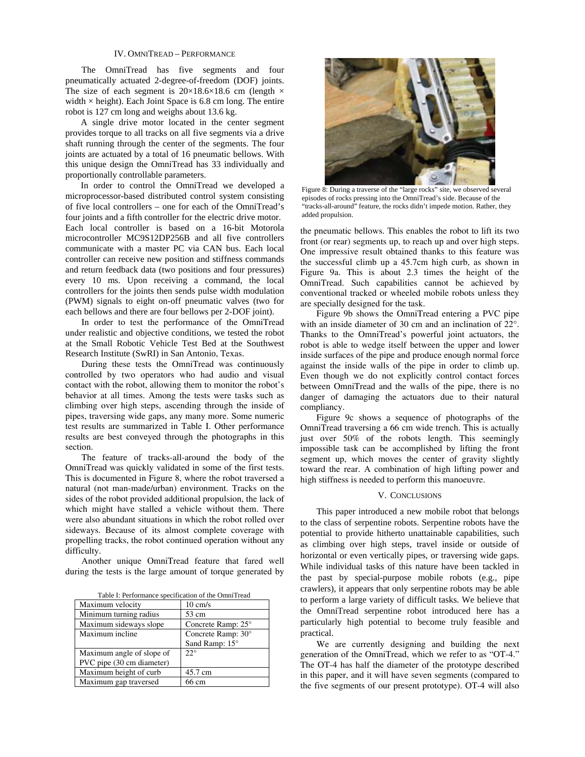## IV. OMNITREAD – PERFORMANCE

The OmniTread has five segments and four pneumatically actuated 2-degree-of-freedom (DOF) joints. The size of each segment is 20×18.6×18.6 cm (length × width × height). Each Joint Space is 6.8 cm long. The entire robot is 127 cm long and weighs about 13.6 kg.

A single drive motor located in the center segment provides torque to all tracks on all five segments via a drive shaft running through the center of the segments. The four joints are actuated by a total of 16 pneumatic bellows. With this unique design the OmniTread has 33 individually and proportionally controllable parameters.

In order to control the OmniTread we developed a microprocessor-based distributed control system consisting of five local controllers – one for each of the OmniTread's four joints and a fifth controller for the electric drive motor. Each local controller is based on a 16-bit Motorola microcontroller MC9S12DP256B and all five controllers communicate with a master PC via CAN bus. Each local controller can receive new position and stiffness commands and return feedback data (two positions and four pressures) every 10 ms. Upon receiving a command, the local controllers for the joints then sends pulse width modulation (PWM) signals to eight on-off pneumatic valves (two for each bellows and there are four bellows per 2-DOF joint).

In order to test the performance of the OmniTread under realistic and objective conditions, we tested the robot at the Small Robotic Vehicle Test Bed at the Southwest Research Institute (SwRI) in San Antonio, Texas.

During these tests the OmniTread was continuously controlled by two operators who had audio and visual contact with the robot, allowing them to monitor the robot's behavior at all times. Among the tests were tasks such as climbing over high steps, ascending through the inside of pipes, traversing wide gaps, any many more. Some numeric test results are summarized in Table I. Other performance results are best conveyed through the photographs in this section.

The feature of tracks-all-around the body of the OmniTread was quickly validated in some of the first tests. This is documented in Figure 8, where the robot traversed a natural (not man-made/urban) environment. Tracks on the sides of the robot provided additional propulsion, the lack of which might have stalled a vehicle without them. There were also abundant situations in which the robot rolled over sideways. Because of its almost complete coverage with propelling tracks, the robot continued operation without any difficulty.

Another unique OmniTread feature that fared well during the tests is the large amount of torque generated by the pneumatic bellows. This enables the robot to lift its two front (or rear) segments up, to reach up and over high steps. One impressive result obtained thanks to this feature was the successful climb up a 45.7cm high curb, as shown in Figure 9a. This is about 2.3 times the height of the OmniTread. Such capabilities cannot be achieved by conventional tracked or wheeled mobile robots unless they are specially designed for the task.

Table I: Performance specification of the OmniTread

| | |
|---|---|
| Maximum velocity | 10 cm/s |
| Minimum turning radius | 53 cm |
| Maximum sideways slope | Concrete Ramp: 25° |
| Maximum incline | Concrete Ramp: 30°<br>Sand Ramp: 15° |
| Maximum angle of slope of PVC pipe (30 cm diameter) | 22° |
| Maximum height of curb | 45.7 cm |
| Maximum gap traversed | 66 cm |

Figure 8: During a traverse of the "large rocks" site, we observed several episodes of rocks pressing into the OmniTread's side. Because of the "tracks-all-around" feature, the rocks didn't impede motion. Rather, they added propulsion.

Figure 9b shows the OmniTread entering a PVC pipe with an inside diameter of 30 cm and an inclination of 22°. Thanks to the OmniTread's powerful joint actuators, the robot is able to wedge itself between the upper and lower inside surfaces of the pipe and produce enough normal force against the inside walls of the pipe in order to climb up. Even though we do not explicitly control contact forces between OmniTread and the walls of the pipe, there is no danger of damaging the actuators due to their natural compliancy.

Figure 9c shows a sequence of photographs of the OmniTread traversing a 66 cm wide trench. This is actually just over 50% of the robots length. This seemingly impossible task can be accomplished by lifting the front segment up, which moves the center of gravity slightly toward the rear. A combination of high lifting power and high stiffness is needed to perform this manoeuvre.

## V. CONCLUSIONS

This paper introduced a new mobile robot that belongs to the class of serpentine robots. Serpentine robots have the potential to provide hitherto unattainable capabilities, such as climbing over high steps, travel inside or outside of horizontal or even vertically pipes, or traversing wide gaps. While individual tasks of this nature have been tackled in the past by special-purpose mobile robots (e.g., pipe crawlers), it appears that only serpentine robots may be able to perform a large variety of difficult tasks. We believe that the OmniTread serpentine robot introduced here has a particularly high potential to become truly feasible and practical.

We are currently designing and building the next generation of the OmniTread, which we refer to as "OT-4." The OT-4 has half the diameter of the prototype described in this paper, and it will have seven segments (compared to the five segments of our present prototype). OT-4 will also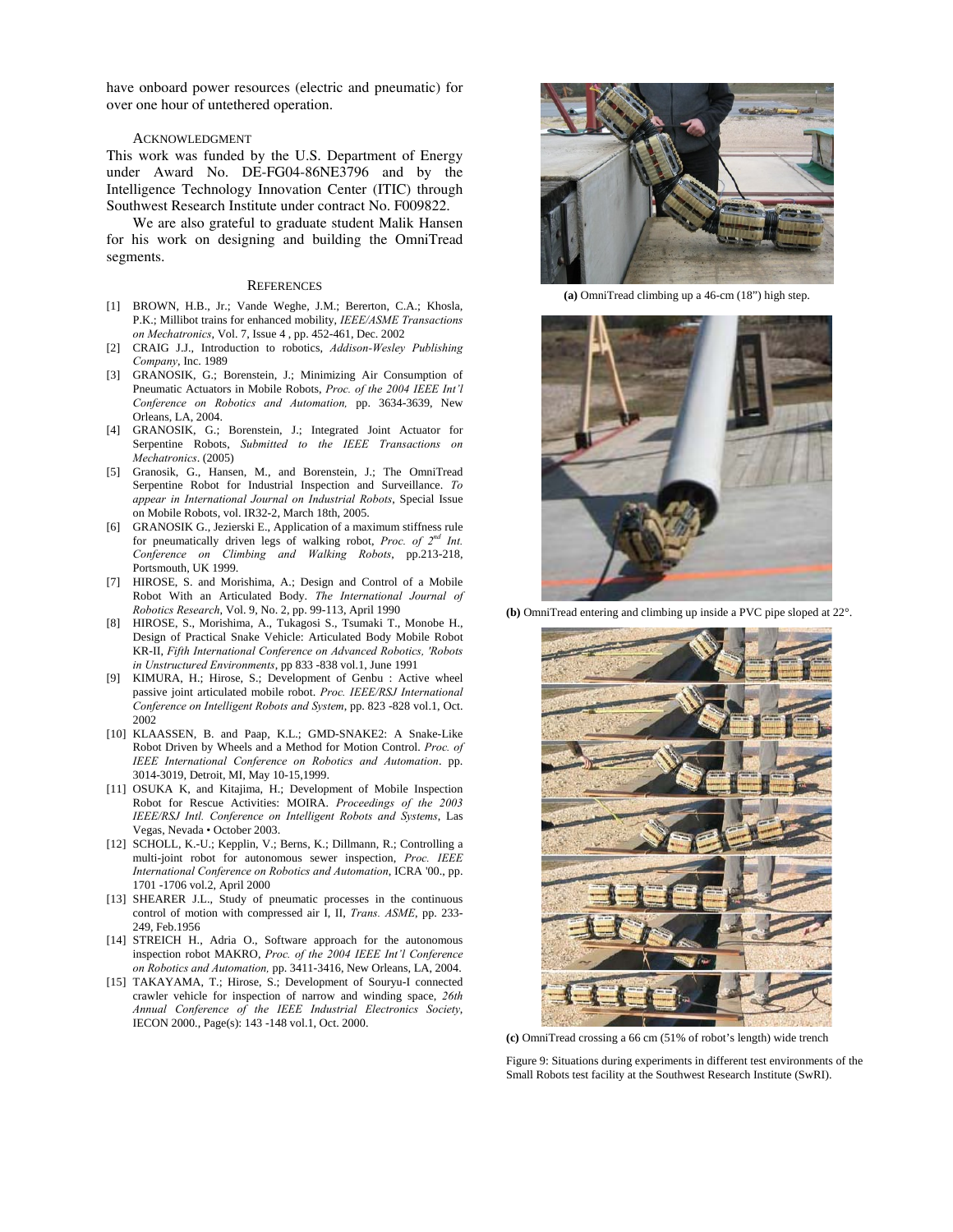have onboard power resources (electric and pneumatic) for over one hour of untethered operation.

### Acknowledgment

This work was funded by the U.S. Department of Energy under Award No. DE-FG04-86NE3796 and by the Intelligence Technology Innovation Center (ITIC) through Southwest Research Institute under contract No. F009822.

We are also grateful to graduate student Malik Hansen for his work on designing and building the OmniTread segments.

### References

[1] BROWN, H.B., Jr.; Vande Weghe, J.M.; Bererton, C.A.; Khosla, P.K.; Millibot trains for enhanced mobility, *IEEE/ASME Transactions on Mechatronics*, Vol. 7, Issue 4 , pp. 452-461, Dec. 2002

[2] CRAIG J.J., Introduction to robotics, *Addison-Wesley Publishing Company*, Inc. 1989

[3] GRANOSIK, G.; Borenstein, J.; Minimizing Air Consumption of Pneumatic Actuators in Mobile Robots, *Proc. of the 2004 IEEE Int'l Conference on Robotics and Automation,* pp. 3634-3639, New Orleans, LA, 2004.

[4] GRANOSIK, G.; Borenstein, J.; Integrated Joint Actuator for Serpentine Robots, *Submitted to the IEEE Transactions on Mechatronics*. (2005)

[5] Granosik, G., Hansen, M., and Borenstein, J.; The OmniTread Serpentine Robot for Industrial Inspection and Surveillance. *To appear in International Journal on Industrial Robots*, Special Issue on Mobile Robots, vol. IR32-2, March 18th, 2005.

[6] GRANOSIK G., Jezierski E., Application of a maximum stiffness rule for pneumatically driven legs of walking robot, *Proc. of 2nd Int. Conference on Climbing and Walking Robots*, pp.213-218, Portsmouth, UK 1999.

[7] HIROSE, S. and Morishima, A.; Design and Control of a Mobile Robot With an Articulated Body. *The International Journal of Robotics Research*, Vol. 9, No. 2, pp. 99-113, April 1990

[8] HIROSE, S., Morishima, A., Tukagosi S., Tsumaki T., Monobe H., Design of Practical Snake Vehicle: Articulated Body Mobile Robot KR-II, *Fifth International Conference on Advanced Robotics, 'Robots in Unstructured Environments*, pp 833 -838 vol.1, June 1991

[9] KIMURA, H.; Hirose, S.; Development of Genbu : Active wheel passive joint articulated mobile robot. *Proc. IEEE/RSJ International Conference on Intelligent Robots and System*, pp. 823 -828 vol.1, Oct. 2002

[10] KLAASSEN, B. and Paap, K.L.; GMD-SNAKE2: A Snake-Like Robot Driven by Wheels and a Method for Motion Control. *Proc. of IEEE International Conference on Robotics and Automation*. pp. 3014-3019, Detroit, MI, May 10-15,1999.

[11] OSUKA K, and Kitajima, H.; Development of Mobile Inspection Robot for Rescue Activities: MOIRA. *Proceedings of the 2003 IEEE/RSJ Intl. Conference on Intelligent Robots and Systems*, Las Vegas, Nevada • October 2003.

[12] SCHOLL, K.-U.; Kepplin, V.; Berns, K.; Dillmann, R.; Controlling a multi-joint robot for autonomous sewer inspection, *Proc. IEEE International Conference on Robotics and Automation*, ICRA '00., pp. 1701 -1706 vol.2, April 2000

[13] SHEARER J.L., Study of pneumatic processes in the continuous control of motion with compressed air I, II, *Trans. ASME*, pp. 233-249, Feb.1956

[14] STREICH H., Adria O., Software approach for the autonomous inspection robot MAKRO, *Proc. of the 2004 IEEE Int'l Conference on Robotics and Automation,* pp. 3411-3416, New Orleans, LA, 2004.

[15] TAKAYAMA, T.; Hirose, S.; Development of Souryu-I connected crawler vehicle for inspection of narrow and winding space, *26th Annual Conference of the IEEE Industrial Electronics Society*, IECON 2000., Page(s): 143 -148 vol.1, Oct. 2000.

**(a)** OmniTread climbing up a 46-cm (18") high step.

**(b)** OmniTread entering and climbing up inside a PVC pipe sloped at 22°.

**(c)** OmniTread crossing a 66 cm (51% of robot's length) wide trench

Figure 9: Situations during experiments in different test environments of the Small Robots test facility at the Southwest Research Institute (SwRI).